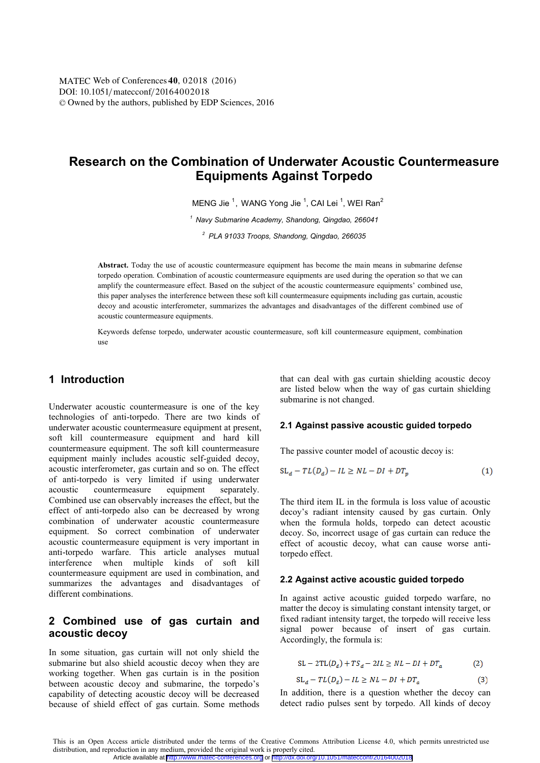# Research on the Combination of Underwater Acoustic Countermeasure Equipments Against Torpedo

MENG Jie [1], WANG Yong Jie [1], CAI Lei [1], WEI Ran[2]

[1] *Navy Submarine Academy, Shandong, Qingdao, 266041*

[2] *PLA 91033 Troops, Shandong, Qingdao, 266035*

**Abstract.** Today the use of acoustic countermeasure equipment has become the main means in submarine defense torpedo operation. Combination of acoustic countermeasure equipments are used during the operation so that we can amplify the countermeasure effect. Based on the subject of the acoustic countermeasure equipments' combined use, this paper analyses the interference between these soft kill countermeasure equipments including gas curtain, acoustic decoy and acoustic interferometer, summarizes the advantages and disadvantages of the different combined use of acoustic countermeasure equipments.

Keywords defense torpedo, underwater acoustic countermeasure, soft kill countermeasure equipment, combination use

## 1 Introduction

Underwater acoustic countermeasure is one of the key technologies of anti-torpedo. There are two kinds of underwater acoustic countermeasure equipment at present, soft kill countermeasure equipment and hard kill countermeasure equipment. The soft kill countermeasure equipment mainly includes acoustic self-guided decoy, acoustic interferometer, gas curtain and so on. The effect of anti-torpedo is very limited if using underwater acoustic countermeasure equipment separately. Combined use can observably increases the effect, but the effect of anti-torpedo also can be decreased by wrong combination of underwater acoustic countermeasure equipment. So correct combination of underwater acoustic countermeasure equipment is very important in anti-torpedo warfare. This article analyses mutual interference when multiple kinds of soft kill countermeasure equipment are used in combination, and summarizes the advantages and disadvantages of different combinations.

## 2 Combined use of gas curtain and acoustic decoy

In some situation, gas curtain will not only shield the submarine but also shield acoustic decoy when they are working together. When gas curtain is in the position between acoustic decoy and submarine, the torpedo's capability of detecting acoustic decoy will be decreased because of shield effect of gas curtain. Some methods that can deal with gas curtain shielding acoustic decoy are listed below when the way of gas curtain shielding submarine is not changed.

### 2.1 Against passive acoustic guided torpedo

The passive counter model of acoustic decoy is:

$$SL_d - TL(D_d) - IL \geq NL - DI + DT_p \tag{1}$$

The third item IL in the formula is loss value of acoustic decoy's radiant intensity caused by gas curtain. Only when the formula holds, torpedo can detect acoustic decoy. So, incorrect usage of gas curtain can reduce the effect of acoustic decoy, what can cause worse anti-torpedo effect.

### 2.2 Against active acoustic guided torpedo

In against active acoustic guided torpedo warfare, no matter the decoy is simulating constant intensity target, or fixed radiant intensity target, the torpedo will receive less signal power because of insert of gas curtain. Accordingly, the formula is:

$$SL - 2TL(D_d) + TS_d - 2IL \geq NL - DI + DT_a \tag{2}$$

$$SL_d - TL(D_d) - IL \geq NL - DI + DT_a \tag{3}$$

In addition, there is a question whether the decoy can detect radio pulses sent by torpedo. All kinds of decoy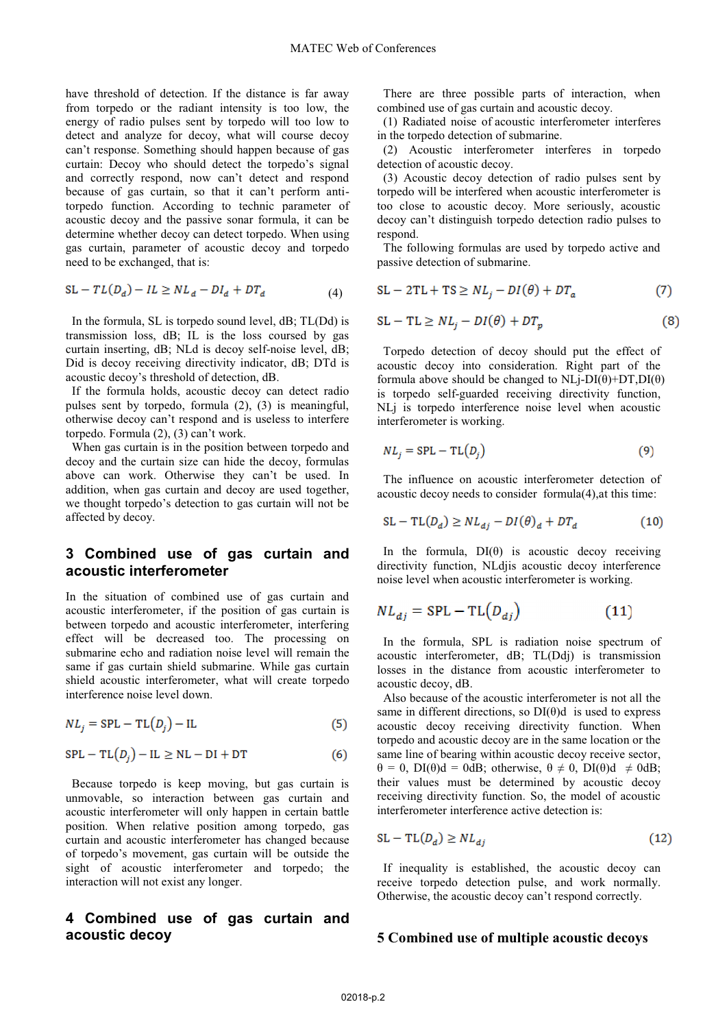have threshold of detection. If the distance is far away from torpedo or the radiant intensity is too low, the energy of radio pulses sent by torpedo will too low to detect and analyze for decoy, what will course decoy can't response. Something should happen because of gas curtain: Decoy who should detect the torpedo's signal and correctly respond, now can't detect and respond because of gas curtain, so that it can't perform anti-torpedo function. According to technic parameter of acoustic decoy and the passive sonar formula, it can be determine whether decoy can detect torpedo. When using gas curtain, parameter of acoustic decoy and torpedo need to be exchanged, that is:

$$SL - TL(D_d) - IL \geq NL_d - DI_d + DT_d \tag{4}$$

In the formula, SL is torpedo sound level, dB; TL(Dd) is transmission loss, dB; IL is the loss coursed by gas curtain inserting, dB; NLd is decoy self-noise level, dB; Did is decoy receiving directivity indicator, dB; DTd is acoustic decoy's threshold of detection, dB.

If the formula holds, acoustic decoy can detect radio pulses sent by torpedo, formula (2), (3) is meaningful, otherwise decoy can't respond and is useless to interfere torpedo. Formula (2), (3) can't work.

When gas curtain is in the position between torpedo and decoy and the curtain size can hide the decoy, formulas above can work. Otherwise they can't be used. In addition, when gas curtain and decoy are used together, we thought torpedo's detection to gas curtain will not be affected by decoy.

## 3 Combined use of gas curtain and acoustic interferometer

In the situation of combined use of gas curtain and acoustic interferometer, if the position of gas curtain is between torpedo and acoustic interferometer, interfering effect will be decreased too. The processing on submarine echo and radiation noise level will remain the same if gas curtain shield submarine. While gas curtain shield acoustic interferometer, what will create torpedo interference noise level down.

$$NL_j = \mathrm{SPL} - \mathrm{TL}(D_j) - \mathrm{IL} \tag{5}$$

$$\mathrm{SPL} - \mathrm{TL}(D_j) - \mathrm{IL} \geq \mathrm{NL} - \mathrm{DI} + \mathrm{DT} \tag{6}$$

Because torpedo is keep moving, but gas curtain is unmovable, so interaction between gas curtain and acoustic interferometer will only happen in certain battle position. When relative position among torpedo, gas curtain and acoustic interferometer has changed because of torpedo's movement, gas curtain will be outside the sight of acoustic interferometer and torpedo; the interaction will not exist any longer.

## 4 Combined use of gas curtain and acoustic decoy

There are three possible parts of interaction, when combined use of gas curtain and acoustic decoy.

(1) Radiated noise of acoustic interferometer interferes in the torpedo detection of submarine.

(2) Acoustic interferometer interferes in torpedo detection of acoustic decoy.

(3) Acoustic decoy detection of radio pulses sent by torpedo will be interfered when acoustic interferometer is too close to acoustic decoy. More seriously, acoustic decoy can't distinguish torpedo detection radio pulses to respond.

The following formulas are used by torpedo active and passive detection of submarine.

$$\mathrm{SL} - 2\mathrm{TL} + \mathrm{TS} \geq NL_j - DI(\theta) + DT_a \tag{7}$$

$$\mathrm{SL} - \mathrm{TL} \geq NL_j - DI(\theta) + DT_p \tag{8}$$

Torpedo detection of decoy should put the effect of acoustic decoy into consideration. Right part of the formula above should be changed to NLj-DI(θ)+DT,DI(θ) is torpedo self-guarded receiving directivity function, NLj is torpedo interference noise level when acoustic interferometer is working.

$$NL_j = \mathrm{SPL} - \mathrm{TL}(D_j) \tag{9}$$

The influence on acoustic interferometer detection of acoustic decoy needs to consider formula(4),at this time:

$$\mathrm{SL} - \mathrm{TL}(D_d) \geq NL_{dj} - DI(\theta)_d + DT_d \tag{10}$$

In the formula, DI(θ) is acoustic decoy receiving directivity function, NLdjis acoustic decoy interference noise level when acoustic interferometer is working.

$$NL_{dj} = \mathrm{SPL} - \mathrm{TL}(D_{dj}) \tag{11}$$

In the formula, SPL is radiation noise spectrum of acoustic interferometer, dB; TL(Ddj) is transmission losses in the distance from acoustic interferometer to acoustic decoy, dB.

Also because of the acoustic interferometer is not all the same in different directions, so DI(θ)d is used to express acoustic decoy receiving directivity function. When torpedo and acoustic decoy are in the same location or the same line of bearing within acoustic decoy receive sector, θ = 0, DI(θ)d = 0dB; otherwise, θ ≠ 0, DI(θ)d ≠ 0dB; their values must be determined by acoustic decoy receiving directivity function. So, the model of acoustic interferometer interference active detection is:

$$\mathrm{SL} - \mathrm{TL}(D_d) \geq NL_{dj} \tag{12}$$

If inequality is established, the acoustic decoy can receive torpedo detection pulse, and work normally. Otherwise, the acoustic decoy can't respond correctly.

## 5 Combined use of multiple acoustic decoys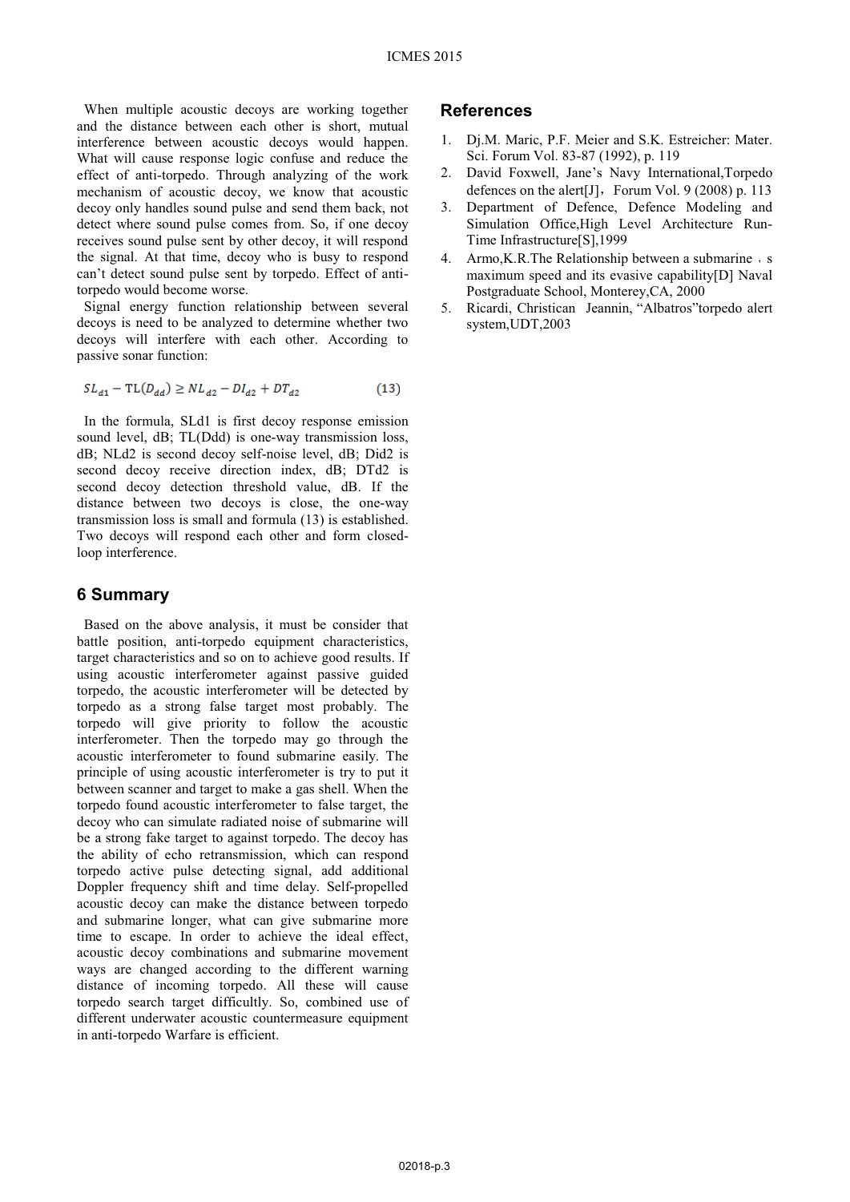When multiple acoustic decoys are working together and the distance between each other is short, mutual interference between acoustic decoys would happen. What will cause response logic confuse and reduce the effect of anti-torpedo. Through analyzing of the work mechanism of acoustic decoy, we know that acoustic decoy only handles sound pulse and send them back, not detect where sound pulse comes from. So, if one decoy receives sound pulse sent by other decoy, it will respond the signal. At that time, decoy who is busy to respond can't detect sound pulse sent by torpedo. Effect of anti-torpedo would become worse.

Signal energy function relationship between several decoys is need to be analyzed to determine whether two decoys will interfere with each other. According to passive sonar function:

$$SL_{d1} - \mathrm{TL}(D_{dd}) \geq NL_{d2} - DI_{d2} + DT_{d2} \tag{13}$$

In the formula, SLd1 is first decoy response emission sound level, dB; TL(Ddd) is one-way transmission loss, dB; NLd2 is second decoy self-noise level, dB; Did2 is second decoy receive direction index, dB; DTd2 is second decoy detection threshold value, dB. If the distance between two decoys is close, the one-way transmission loss is small and formula (13) is established. Two decoys will respond each other and form closed-loop interference.

## 6 Summary

Based on the above analysis, it must be consider that battle position, anti-torpedo equipment characteristics, target characteristics and so on to achieve good results. If using acoustic interferometer against passive guided torpedo, the acoustic interferometer will be detected by torpedo as a strong false target most probably. The torpedo will give priority to follow the acoustic interferometer. Then the torpedo may go through the acoustic interferometer to found submarine easily. The principle of using acoustic interferometer is try to put it between scanner and target to make a gas shell. When the torpedo found acoustic interferometer to false target, the decoy who can simulate radiated noise of submarine will be a strong fake target to against torpedo. The decoy has the ability of echo retransmission, which can respond torpedo active pulse detecting signal, add additional Doppler frequency shift and time delay. Self-propelled acoustic decoy can make the distance between torpedo and submarine longer, what can give submarine more time to escape. In order to achieve the ideal effect, acoustic decoy combinations and submarine movement ways are changed according to the different warning distance of incoming torpedo. All these will cause torpedo search target difficultly. So, combined use of different underwater acoustic countermeasure equipment in anti-torpedo Warfare is efficient.

## References

1. Dj.M. Maric, P.F. Meier and S.K. Estreicher: Mater. Sci. Forum Vol. 83-87 (1992), p. 119
2. David Foxwell, Jane's Navy International,Torpedo defences on the alert[J]，Forum Vol. 9 (2008) p. 113
3. Department of Defence, Defence Modeling and Simulation Office,High Level Architecture Run-Time Infrastructure[S],1999
4. Armo,K.R.The Relationship between a submarine，s maximum speed and its evasive capability[D] Naval Postgraduate School, Monterey,CA, 2000
5. Ricardi, Christican Jeannin, "Albatros"torpedo alert system,UDT,2003